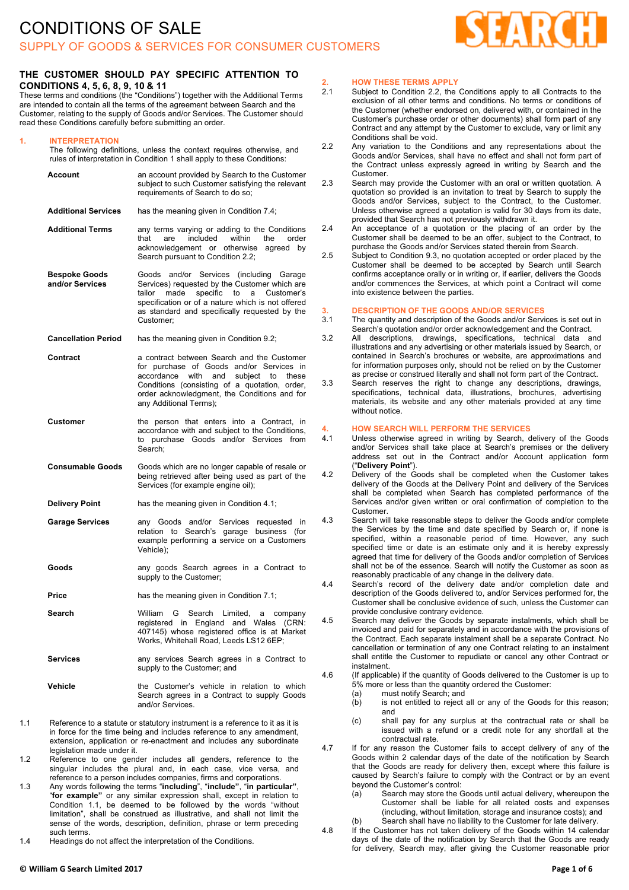# CONDITIONS OF SALE

## SUPPLY OF GOODS & SERVICES FOR CONSUMER CUSTOMERS

**THE CUSTOMER SHOULD PAY SPECIFIC ATTENTION TO CONDITIONS 4, 5, 6, 8, 9, 10 & 11**

These terms and conditions (the "Conditions") together with the Additional Terms are intended to contain all the terms of the agreement between Search and the Customer, relating to the supply of Goods and/or Services. The Customer should read these Conditions carefully before submitting an order.

### 1. INTERPRETATION

The following definitions, unless the context requires otherwise, and rules of interpretation in Condition 1 shall apply to these Conditions:

| | |
|---|---|
| **Account** | an account provided by Search to the Customer subject to such Customer satisfying the relevant requirements of Search to do so; |
| **Additional Services** | has the meaning given in Condition 7.4; |
| **Additional Terms** | any terms varying or adding to the Conditions that are included within the order acknowledgement or otherwise agreed by Search pursuant to Condition 2.2; |
| **Bespoke Goods and/or Services** | Goods and/or Services (including Garage Services) requested by the Customer which are tailor made specific to a Customer's specification or of a nature which is not offered as standard and specifically requested by the Customer; |
| **Cancellation Period** | has the meaning given in Condition 9.2; |
| **Contract** | a contract between Search and the Customer for purchase of Goods and/or Services in accordance with and subject to these Conditions (consisting of a quotation, order, order acknowledgment, the Conditions and for any Additional Terms); |
| **Customer** | the person that enters into a Contract, in accordance with and subject to the Conditions, to purchase Goods and/or Services from Search; |
| **Consumable Goods** | Goods which are no longer capable of resale or being retrieved after being used as part of the Services (for example engine oil); |
| **Delivery Point** | has the meaning given in Condition 4.1; |
| **Garage Services** | any Goods and/or Services requested in relation to Search's garage business (for example performing a service on a Customers Vehicle); |
| **Goods** | any goods Search agrees in a Contract to supply to the Customer; |
| **Price** | has the meaning given in Condition 7.1; |
| **Search** | William G Search Limited, a company registered in England and Wales (CRN: 407145) whose registered office is at Market Works, Whitehall Road, Leeds LS12 6EP; |
| **Services** | any services Search agrees in a Contract to supply to the Customer; and |
| **Vehicle** | the Customer's vehicle in relation to which Search agrees in a Contract to supply Goods and/or Services. |

1.1 Reference to a statute or statutory instrument is a reference to it as it is in force for the time being and includes reference to any amendment, extension, application or re-enactment and includes any subordinate legislation made under it.

1.2 Reference to one gender includes all genders, reference to the singular includes the plural and, in each case, vice versa, and reference to a person includes companies, firms and corporations.

1.3 Any words following the terms "**including**", "**include**", "**in particular**", "**for example**" or any similar expression shall, except in relation to Condition 1.1, be deemed to be followed by the words "without limitation", shall be construed as illustrative, and shall not limit the sense of the words, description, definition, phrase or term preceding such terms.

1.4 Headings do not affect the interpretation of the Conditions.

### 2. HOW THESE TERMS APPLY

2.1 Subject to Condition 2.2, the Conditions apply to all Contracts to the exclusion of all other terms and conditions. No terms or conditions of the Customer (whether endorsed on, delivered with, or contained in the Customer's purchase order or other documents) shall form part of any Contract and any attempt by the Customer to exclude, vary or limit any Conditions shall be void.

2.2 Any variation to the Conditions and any representations about the Goods and/or Services, shall have no effect and shall not form part of the Contract unless expressly agreed in writing by Search and the Customer.

2.3 Search may provide the Customer with an oral or written quotation. A quotation so provided is an invitation to treat by Search to supply the Goods and/or Services, subject to the Contract, to the Customer. Unless otherwise agreed a quotation is valid for 30 days from its date, provided that Search has not previously withdrawn it.

2.4 An acceptance of a quotation or the placing of an order by the Customer shall be deemed to be an offer, subject to the Contract, to purchase the Goods and/or Services stated therein from Search.

2.5 Subject to Condition 9.3, no quotation accepted or order placed by the Customer shall be deemed to be accepted by Search until Search confirms acceptance orally or in writing or, if earlier, delivers the Goods and/or commences the Services, at which point a Contract will come into existence between the parties.

### 3. DESCRIPTION OF THE GOODS AND/OR SERVICES

3.1 The quantity and description of the Goods and/or Services is set out in Search's quotation and/or order acknowledgement and the Contract.

3.2 All descriptions, drawings, specifications, technical data and illustrations and any advertising or other materials issued by Search, or contained in Search's brochures or website, are approximations and for information purposes only, should not be relied on by the Customer as precise or construed literally and shall not form part of the Contract.

3.3 Search reserves the right to change any descriptions, drawings, specifications, technical data, illustrations, brochures, advertising materials, its website and any other materials provided at any time without notice.

### 4. HOW SEARCH WILL PERFORM THE SERVICES

4.1 Unless otherwise agreed in writing by Search, delivery of the Goods and/or Services shall take place at Search's premises or the delivery address set out in the Contract and/or Account application form ("**Delivery Point**").

4.2 Delivery of the Goods shall be completed when the Customer takes delivery of the Goods at the Delivery Point and delivery of the Services shall be completed when Search has completed performance of the Services and/or given written or oral confirmation of completion to the Customer.

4.3 Search will take reasonable steps to deliver the Goods and/or complete the Services by the time and date specified by Search or, if none is specified, within a reasonable period of time. However, any such specified time or date is an estimate only and it is hereby expressly agreed that time for delivery of the Goods and/or completion of Services shall not be of the essence. Search will notify the Customer as soon as reasonably practicable of any change in the delivery date.

4.4 Search's record of the delivery date and/or completion date and description of the Goods delivered to, and/or Services performed for, the Customer shall be conclusive evidence of such, unless the Customer can provide conclusive contrary evidence.

4.5 Search may deliver the Goods by separate instalments, which shall be invoiced and paid for separately and in accordance with the provisions of the Contract. Each separate instalment shall be a separate Contract. No cancellation or termination of any one Contract relating to an instalment shall entitle the Customer to repudiate or cancel any other Contract or instalment.

4.6 (If applicable) if the quantity of Goods delivered to the Customer is up to 5% more or less than the quantity ordered the Customer:
   - (a) must notify Search; and
   - (b) is not entitled to reject all or any of the Goods for this reason; and
   - (c) shall pay for any surplus at the contractual rate or shall be issued with a refund or a credit note for any shortfall at the contractual rate.

4.7 If for any reason the Customer fails to accept delivery of any of the Goods within 2 calendar days of the date of the notification by Search that the Goods are ready for delivery then, except where this failure is caused by Search's failure to comply with the Contract or by an event beyond the Customer's control:
   - (a) Search may store the Goods until actual delivery, whereupon the Customer shall be liable for all related costs and expenses (including, without limitation, storage and insurance costs); and
   - (b) Search shall have no liability to the Customer for late delivery.

4.8 If the Customer has not taken delivery of the Goods within 14 calendar days of the date of the notification by Search that the Goods are ready for delivery, Search may, after giving the Customer reasonable prior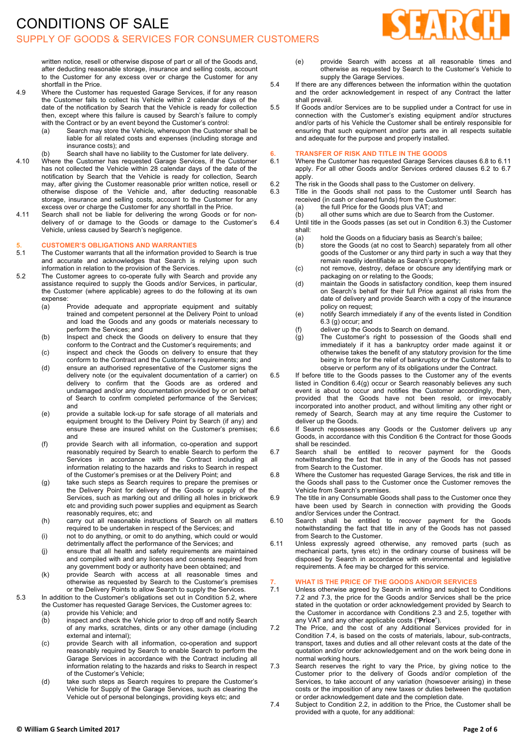written notice, resell or otherwise dispose of part or all of the Goods and, after deducting reasonable storage, insurance and selling costs, account to the Customer for any excess over or charge the Customer for any shortfall in the Price.

4.9 Where the Customer has requested Garage Services, if for any reason the Customer fails to collect his Vehicle within 2 calendar days of the date of the notification by Search that the Vehicle is ready for collection then, except where this failure is caused by Search's failure to comply with the Contract or by an event beyond the Customer's control:

(a) Search may store the Vehicle, whereupon the Customer shall be liable for all related costs and expenses (including storage and insurance costs); and

(b) Search shall have no liability to the Customer for late delivery.

4.10 Where the Customer has requested Garage Services, if the Customer has not collected the Vehicle within 28 calendar days of the date of the notification by Search that the Vehicle is ready for collection, Search may, after giving the Customer reasonable prior written notice, resell or otherwise dispose of the Vehicle and, after deducting reasonable storage, insurance and selling costs, account to the Customer for any excess over or charge the Customer for any shortfall in the Price.

4.11 Search shall not be liable for delivering the wrong Goods or for non-delivery of or damage to the Goods or damage to the Customer's Vehicle, unless caused by Search's negligence.

## 5. CUSTOMER'S OBLIGATIONS AND WARRANTIES

5.1 The Customer warrants that all the information provided to Search is true and accurate and acknowledges that Search is relying upon such information in relation to the provision of the Services.

5.2 The Customer agrees to co-operate fully with Search and provide any assistance required to supply the Goods and/or Services, in particular, the Customer (where applicable) agrees to do the following at its own expense:

(a) Provide adequate and appropriate equipment and suitably trained and competent personnel at the Delivery Point to unload and load the Goods and any goods or materials necessary to perform the Services; and

(b) Inspect and check the Goods on delivery to ensure that they conform to the Contract and the Customer's requirements; and

(c) inspect and check the Goods on delivery to ensure that they conform to the Contract and the Customer's requirements; and

(d) ensure an authorised representative of the Customer signs the delivery note (or the equivalent documentation of a carrier) on delivery to confirm that the Goods are as ordered and undamaged and/or any documentation provided by or on behalf of Search to confirm completed performance of the Services; and

(e) provide a suitable lock-up for safe storage of all materials and equipment brought to the Delivery Point by Search (if any) and ensure these are insured whilst on the Customer's premises; and

(f) provide Search with all information, co-operation and support reasonably required by Search to enable Search to perform the Services in accordance with the Contract including all information relating to the hazards and risks to Search in respect of the Customer's premises or at the Delivery Point; and

(g) take such steps as Search requires to prepare the premises or the Delivery Point for delivery of the Goods or supply of the Services, such as marking out and drilling all holes in brickwork etc and providing such power supplies and equipment as Search reasonably requires, etc; and

(h) carry out all reasonable instructions of Search on all matters required to be undertaken in respect of the Services; and

(i) not to do anything, or omit to do anything, which could or would detrimentally affect the performance of the Services; and

(j) ensure that all health and safety requirements are maintained and compiled with and any licences and consents required from any government body or authority have been obtained; and

(k) provide Search with access at all reasonable times and otherwise as requested by Search to the Customer's premises or the Delivery Points to allow Search to supply the Services.

5.3 In addition to the Customer's obligations set out in Condition 5.2, where the Customer has requested Garage Services, the Customer agrees to:

(a) provide his Vehicle; and

(b) inspect and check the Vehicle prior to drop off and notify Search of any marks, scratches, dints or any other damage (including external and internal);

(c) provide Search with all information, co-operation and support reasonably required by Search to enable Search to perform the Garage Services in accordance with the Contract including all information relating to the hazards and risks to Search in respect of the Customer's Vehicle;

(d) take such steps as Search requires to prepare the Customer's Vehicle for Supply of the Garage Services, such as clearing the Vehicle out of personal belongings, providing keys etc; and

(e) provide Search with access at all reasonable times and otherwise as requested by Search to the Customer's Vehicle to supply the Garage Services.

5.4 If there are any differences between the information within the quotation and the order acknowledgement in respect of any Contract the latter shall prevail.

5.5 If Goods and/or Services are to be supplied under a Contract for use in connection with the Customer's existing equipment and/or structures and/or parts of his Vehicle the Customer shall be entirely responsible for ensuring that such equipment and/or parts are in all respects suitable and adequate for the purpose and properly installed.

## 6. TRANSFER OF RISK AND TITLE IN THE GOODS

6.1 Where the Customer has requested Garage Services clauses 6.8 to 6.11 apply. For all other Goods and/or Services ordered clauses 6.2 to 6.7 apply.

6.2 The risk in the Goods shall pass to the Customer on delivery.

6.3 Title in the Goods shall not pass to the Customer until Search has received (in cash or cleared funds) from the Customer:

(a) the full Price for the Goods plus VAT; and

(b) all other sums which are due to Search from the Customer.

6.4 Until title in the Goods passes (as set out in Condition 6.3) the Customer shall:

(a) hold the Goods on a fiduciary basis as Search's bailee;

(b) store the Goods (at no cost to Search) separately from all other goods of the Customer or any third party in such a way that they remain readily identifiable as Search's property;

(c) not remove, destroy, deface or obscure any identifying mark or packaging on or relating to the Goods;

(d) maintain the Goods in satisfactory condition, keep them insured on Search's behalf for their full Price against all risks from the date of delivery and provide Search with a copy of the insurance policy on request;

(e) notify Search immediately if any of the events listed in Condition 6.3 (g) occur; and

(f) deliver up the Goods to Search on demand.

(g) The Customer's right to possession of the Goods shall end immediately if it has a bankruptcy order made against it or otherwise takes the benefit of any statutory provision for the time being in force for the relief of bankruptcy or the Customer fails to observe or perform any of its obligations under the Contract.

6.5 If before title to the Goods passes to the Customer any of the events listed in Condition 6.4(g) occur or Search reasonably believes any such event is about to occur and notifies the Customer accordingly, then, provided that the Goods have not been resold, or irrevocably incorporated into another product, and without limiting any other right or remedy of Search, Search may at any time require the Customer to deliver up the Goods.

6.6 If Search repossesses any Goods or the Customer delivers up any Goods, in accordance with this Condition 6 the Contract for those Goods shall be rescinded.

6.7 Search shall be entitled to recover payment for the Goods notwithstanding the fact that title in any of the Goods has not passed from Search to the Customer.

6.8 Where the Customer has requested Garage Services, the risk and title in the Goods shall pass to the Customer once the Customer removes the Vehicle from Search's premises.

6.9 The title in any Consumable Goods shall pass to the Customer once they have been used by Search in connection with providing the Goods and/or Services under the Contract.

6.10 Search shall be entitled to recover payment for the Goods notwithstanding the fact that title in any of the Goods has not passed from Search to the Customer.

6.11 Unless expressly agreed otherwise, any removed parts (such as mechanical parts, tyres etc) in the ordinary course of business will be disposed by Search in accordance with environmental and legislative requirements. A fee may be charged for this service.

## 7. WHAT IS THE PRICE OF THE GOODS AND/OR SERVICES

7.1 Unless otherwise agreed by Search in writing and subject to Conditions 7.2 and 7.3, the price for the Goods and/or Services shall be the price stated in the quotation or order acknowledgement provided by Search to the Customer in accordance with Conditions 2.3 and 2.5, together with any VAT and any other applicable costs ("**Price**").

7.2 The Price, and the cost of any Additional Services provided for in Condition 7.4, is based on the costs of materials, labour, sub-contracts, transport, taxes and duties and all other relevant costs at the date of the quotation and/or order acknowledgement and on the work being done in normal working hours.

7.3 Search reserves the right to vary the Price, by giving notice to the Customer prior to the delivery of Goods and/or completion of the Services, to take account of any variation (howsoever arising) in these costs or the imposition of any new taxes or duties between the quotation or order acknowledgement date and the completion date.

7.4 Subject to Condition 2.2, in addition to the Price, the Customer shall be provided with a quote, for any additional: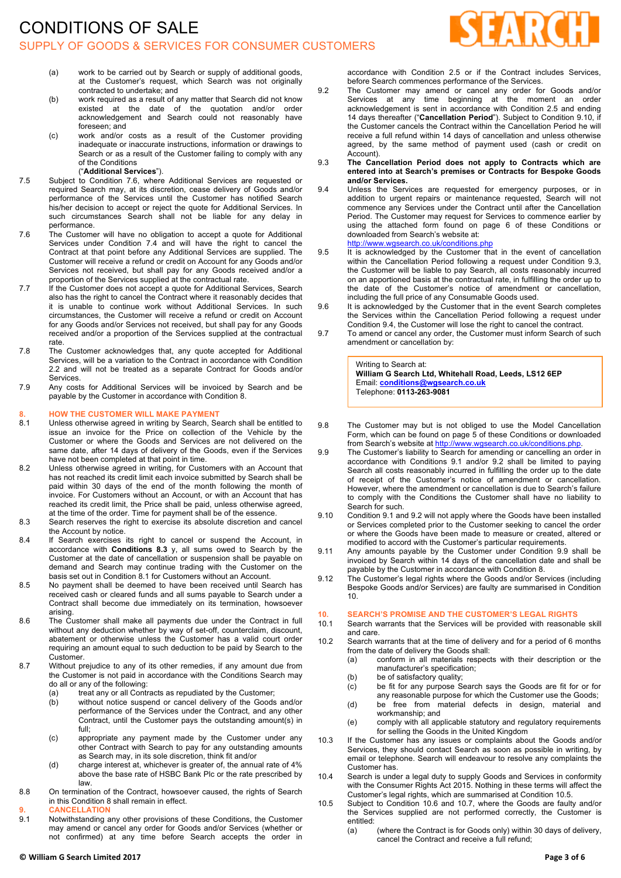(a) work to be carried out by Search or supply of additional goods, at the Customer's request, which Search was not originally contracted to undertake; and

(b) work required as a result of any matter that Search did not know existed at the date of the quotation and/or order acknowledgement and Search could not reasonably have foreseen; and

(c) work and/or costs as a result of the Customer providing inadequate or inaccurate instructions, information or drawings to Search or as a result of the Customer failing to comply with any of the Conditions

("**Additional Services**").

7.5 Subject to Condition 7.6, where Additional Services are requested or required Search may, at its discretion, cease delivery of Goods and/or performance of the Services until the Customer has notified Search his/her decision to accept or reject the quote for Additional Services. In such circumstances Search shall not be liable for any delay in performance.

7.6 The Customer will have no obligation to accept a quote for Additional Services under Condition 7.4 and will have the right to cancel the Contract at that point before any Additional Services are supplied. The Customer will receive a refund or credit on Account for any Goods and/or Services not received, but shall pay for any Goods received and/or a proportion of the Services supplied at the contractual rate.

7.7 If the Customer does not accept a quote for Additional Services, Search also has the right to cancel the Contract where it reasonably decides that it is unable to continue work without Additional Services. In such circumstances, the Customer will receive a refund or credit on Account for any Goods and/or Services not received, but shall pay for any Goods received and/or a proportion of the Services supplied at the contractual rate.

7.8 The Customer acknowledges that, any quote accepted for Additional Services, will be a variation to the Contract in accordance with Condition 2.2 and will not be treated as a separate Contract for Goods and/or Services.

7.9 Any costs for Additional Services will be invoiced by Search and be payable by the Customer in accordance with Condition 8.

## 8. HOW THE CUSTOMER WILL MAKE PAYMENT

8.1 Unless otherwise agreed in writing by Search, Search shall be entitled to issue an invoice for the Price on collection of the Vehicle by the Customer or where the Goods and Services are not delivered on the same date, after 14 days of delivery of the Goods, even if the Services have not been completed at that point in time.

8.2 Unless otherwise agreed in writing, for Customers with an Account that has not reached its credit limit each invoice submitted by Search shall be paid within 30 days of the end of the month following the month of invoice. For Customers without an Account, or with an Account that has reached its credit limit, the Price shall be paid, unless otherwise agreed, at the time of the order. Time for payment shall be of the essence.

8.3 Search reserves the right to exercise its absolute discretion and cancel the Account by notice.

8.4 If Search exercises its right to cancel or suspend the Account, in accordance with **Conditions 8.3** y, all sums owed to Search by the Customer at the date of cancellation or suspension shall be payable on demand and Search may continue trading with the Customer on the basis set out in Condition 8.1 for Customers without an Account.

8.5 No payment shall be deemed to have been received until Search has received cash or cleared funds and all sums payable to Search under a Contract shall become due immediately on its termination, howsoever arising.

8.6 The Customer shall make all payments due under the Contract in full without any deduction whether by way of set-off, counterclaim, discount, abatement or otherwise unless the Customer has a valid court order requiring an amount equal to such deduction to be paid by Search to the Customer.

8.7 Without prejudice to any of its other remedies, if any amount due from the Customer is not paid in accordance with the Conditions Search may do all or any of the following:

(a) treat any or all Contracts as repudiated by the Customer;

(b) without notice suspend or cancel delivery of the Goods and/or performance of the Services under the Contract, and any other Contract, until the Customer pays the outstanding amount(s) in full;

(c) appropriate any payment made by the Customer under any other Contract with Search to pay for any outstanding amounts as Search may, in its sole discretion, think fit and/or

(d) charge interest at, whichever is greater of, the annual rate of 4% above the base rate of HSBC Bank Plc or the rate prescribed by law.

8.8 On termination of the Contract, howsoever caused, the rights of Search in this Condition 8 shall remain in effect.

## 9. CANCELLATION

9.1 Notwithstanding any other provisions of these Conditions, the Customer may amend or cancel any order for Goods and/or Services (whether or not confirmed) at any time before Search accepts the order in accordance with Condition 2.5 or if the Contract includes Services, before Search commences performance of the Services.

9.2 The Customer may amend or cancel any order for Goods and/or Services at any time beginning at the moment an order acknowledgement is sent in accordance with Condition 2.5 and ending 14 days thereafter ("**Cancellation Period**"). Subject to Condition 9.10, if the Customer cancels the Contract within the Cancellation Period he will receive a full refund within 14 days of cancellation and unless otherwise agreed, by the same method of payment used (cash or credit on Account).

9.3 **The Cancellation Period does not apply to Contracts which are entered into at Search's premises or Contracts for Bespoke Goods and/or Services.**

9.4 Unless the Services are requested for emergency purposes, or in addition to urgent repairs or maintenance requested, Search will not commence any Services under the Contract until after the Cancellation Period. The Customer may request for Services to commence earlier by using the attached form found on page 6 of these Conditions or downloaded from Search's website at: http://www.wgsearch.co.uk/conditions.php

9.5 It is acknowledged by the Customer that in the event of cancellation within the Cancellation Period following a request under Condition 9.3, the Customer will be liable to pay Search, all costs reasonably incurred on an apportioned basis at the contractual rate, in fulfilling the order up to the date of the Customer's notice of amendment or cancellation, including the full price of any Consumable Goods used.

9.6 It is acknowledged by the Customer that in the event Search completes the Services within the Cancellation Period following a request under Condition 9.4, the Customer will lose the right to cancel the contract.

9.7 To amend or cancel any order, the Customer must inform Search of such amendment or cancellation by:

> Writing to Search at:
> **William G Search Ltd, Whitehall Road, Leeds, LS12 6EP**
> Email: **conditions@wgsearch.co.uk**
> Telephone: **0113-263-9081**

9.8 The Customer may but is not obliged to use the Model Cancellation Form, which can be found on page 5 of these Conditions or downloaded from Search's website at http://www.wgsearch.co.uk/conditions.php.

9.9 The Customer's liability to Search for amending or cancelling an order in accordance with Conditions 9.1 and/or 9.2 shall be limited to paying Search all costs reasonably incurred in fulfilling the order up to the date of receipt of the Customer's notice of amendment or cancellation. However, where the amendment or cancellation is due to Search's failure to comply with the Conditions the Customer shall have no liability to Search for such.

9.10 Condition 9.1 and 9.2 will not apply where the Goods have been installed or Services completed prior to the Customer seeking to cancel the order or where the Goods have been made to measure or created, altered or modified to accord with the Customer's particular requirements.

9.11 Any amounts payable by the Customer under Condition 9.9 shall be invoiced by Search within 14 days of the cancellation date and shall be payable by the Customer in accordance with Condition 8.

9.12 The Customer's legal rights where the Goods and/or Services (including Bespoke Goods and/or Services) are faulty are summarised in Condition 10.

## 10. SEARCH'S PROMISE AND THE CUSTOMER'S LEGAL RIGHTS

10.1 Search warrants that the Services will be provided with reasonable skill and care.

10.2 Search warrants that at the time of delivery and for a period of 6 months from the date of delivery the Goods shall:

(a) conform in all materials respects with their description or the manufacturer's specification;

(b) be of satisfactory quality;

(c) be fit for any purpose Search says the Goods are fit for or for any reasonable purpose for which the Customer use the Goods;

(d) be free from material defects in design, material and workmanship; and

(e) comply with all applicable statutory and regulatory requirements for selling the Goods in the United Kingdom

10.3 If the Customer has any issues or complaints about the Goods and/or Services, they should contact Search as soon as possible in writing, by email or telephone. Search will endeavour to resolve any complaints the Customer has.

10.4 Search is under a legal duty to supply Goods and Services in conformity with the Consumer Rights Act 2015. Nothing in these terms will affect the Customer's legal rights, which are summarised at Condition 10.5.

10.5 Subject to Condition 10.6 and 10.7, where the Goods are faulty and/or the Services supplied are not performed correctly, the Customer is entitled:

(a) (where the Contract is for Goods only) within 30 days of delivery, cancel the Contract and receive a full refund;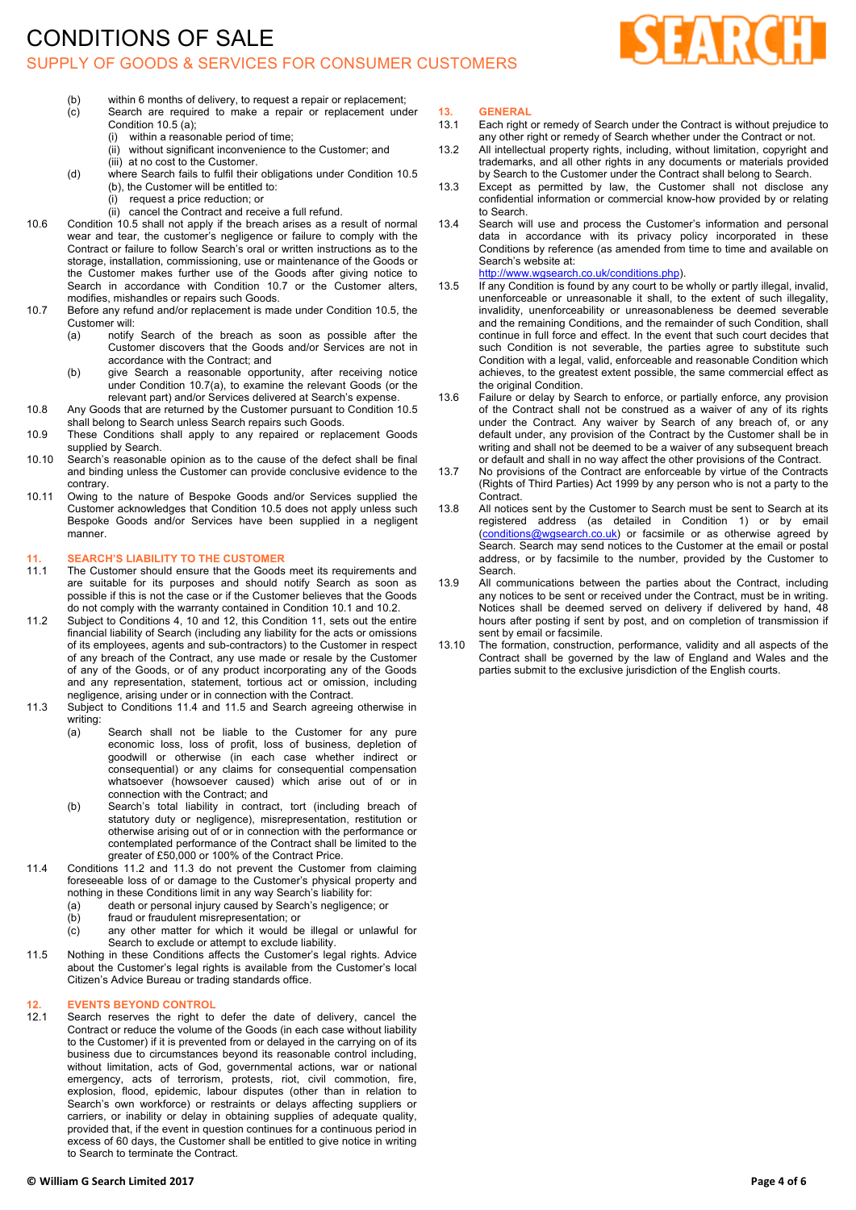(b) within 6 months of delivery, to request a repair or replacement;

(c) Search are required to make a repair or replacement under Condition 10.5 (a);
   (i) within a reasonable period of time;
   (ii) without significant inconvenience to the Customer; and
   (iii) at no cost to the Customer.

(d) where Search fails to fulfil their obligations under Condition 10.5 (b), the Customer will be entitled to:
   (i) request a price reduction; or
   (ii) cancel the Contract and receive a full refund.

10.6 Condition 10.5 shall not apply if the breach arises as a result of normal wear and tear, the customer's negligence or failure to comply with the Contract or failure to follow Search's oral or written instructions as to the storage, installation, commissioning, use or maintenance of the Goods or the Customer makes further use of the Goods after giving notice to Search in accordance with Condition 10.7 or the Customer alters, modifies, mishandles or repairs such Goods.

10.7 Before any refund and/or replacement is made under Condition 10.5, the Customer will:

(a) notify Search of the breach as soon as possible after the Customer discovers that the Goods and/or Services are not in accordance with the Contract; and

(b) give Search a reasonable opportunity, after receiving notice under Condition 10.7(a), to examine the relevant Goods (or the relevant part) and/or Services delivered at Search's expense.

10.8 Any Goods that are returned by the Customer pursuant to Condition 10.5 shall belong to Search unless Search repairs such Goods.

10.9 These Conditions shall apply to any repaired or replacement Goods supplied by Search.

10.10 Search's reasonable opinion as to the cause of the defect shall be final and binding unless the Customer can provide conclusive evidence to the contrary.

10.11 Owing to the nature of Bespoke Goods and/or Services supplied the Customer acknowledges that Condition 10.5 does not apply unless such Bespoke Goods and/or Services have been supplied in a negligent manner.

## 11. SEARCH'S LIABILITY TO THE CUSTOMER

11.1 The Customer should ensure that the Goods meet its requirements and are suitable for its purposes and should notify Search as soon as possible if this is not the case or if the Customer believes that the Goods do not comply with the warranty contained in Condition 10.1 and 10.2.

11.2 Subject to Conditions 4, 10 and 12, this Condition 11, sets out the entire financial liability of Search (including any liability for the acts or omissions of its employees, agents and sub-contractors) to the Customer in respect of any breach of the Contract, any use made or resale by the Customer of any of the Goods, or of any product incorporating any of the Goods and any representation, statement, tortious act or omission, including negligence, arising under or in connection with the Contract.

11.3 Subject to Conditions 11.4 and 11.5 and Search agreeing otherwise in writing:

(a) Search shall not be liable to the Customer for any pure economic loss, loss of profit, loss of business, depletion of goodwill or otherwise (in each case whether indirect or consequential) or any claims for consequential compensation whatsoever (howsoever caused) which arise out of or in connection with the Contract; and

(b) Search's total liability in contract, tort (including breach of statutory duty or negligence), misrepresentation, restitution or otherwise arising out of or in connection with the performance or contemplated performance of the Contract shall be limited to the greater of £50,000 or 100% of the Contract Price.

11.4 Conditions 11.2 and 11.3 do not prevent the Customer from claiming foreseeable loss of or damage to the Customer's physical property and nothing in these Conditions limit in any way Search's liability for:

(a) death or personal injury caused by Search's negligence; or

(b) fraud or fraudulent misrepresentation; or

(c) any other matter for which it would be illegal or unlawful for Search to exclude or attempt to exclude liability.

11.5 Nothing in these Conditions affects the Customer's legal rights. Advice about the Customer's legal rights is available from the Customer's local Citizen's Advice Bureau or trading standards office.

## 12. EVENTS BEYOND CONTROL

12.1 Search reserves the right to defer the date of delivery, cancel the Contract or reduce the volume of the Goods (in each case without liability to the Customer) if it is prevented from or delayed in the carrying on of its business due to circumstances beyond its reasonable control including, without limitation, acts of God, governmental actions, war or national emergency, acts of terrorism, protests, riot, civil commotion, fire, explosion, flood, epidemic, labour disputes (other than in relation to Search's own workforce) or restraints or delays affecting suppliers or carriers, or inability or delay in obtaining supplies of adequate quality, provided that, if the event in question continues for a continuous period in excess of 60 days, the Customer shall be entitled to give notice in writing to Search to terminate the Contract.

## 13. GENERAL

13.1 Each right or remedy of Search under the Contract is without prejudice to any other right or remedy of Search whether under the Contract or not.

13.2 All intellectual property rights, including, without limitation, copyright and trademarks, and all other rights in any documents or materials provided by Search to the Customer under the Contract shall belong to Search.

13.3 Except as permitted by law, the Customer shall not disclose any confidential information or commercial know-how provided by or relating to Search.

13.4 Search will use and process the Customer's information and personal data in accordance with its privacy policy incorporated in these Conditions by reference (as amended from time to time and available on Search's website at: http://www.wgsearch.co.uk/conditions.php).

13.5 If any Condition is found by any court to be wholly or partly illegal, invalid, unenforceable or unreasonable it shall, to the extent of such illegality, invalidity, unenforceability or unreasonableness be deemed severable and the remaining Conditions, and the remainder of such Condition, shall continue in full force and effect. In the event that such court decides that such Condition is not severable, the parties agree to substitute such Condition with a legal, valid, enforceable and reasonable Condition which achieves, to the greatest extent possible, the same commercial effect as the original Condition.

13.6 Failure or delay by Search to enforce, or partially enforce, any provision of the Contract shall not be construed as a waiver of any of its rights under the Contract. Any waiver by Search of any breach of, or any default under, any provision of the Contract by the Customer shall be in writing and shall not be deemed to be a waiver of any subsequent breach or default and shall in no way affect the other provisions of the Contract.

13.7 No provisions of the Contract are enforceable by virtue of the Contracts (Rights of Third Parties) Act 1999 by any person who is not a party to the Contract.

13.8 All notices sent by the Customer to Search must be sent to Search at its registered address (as detailed in Condition 1) or by email (conditions@wgsearch.co.uk) or facsimile or as otherwise agreed by Search. Search may send notices to the Customer at the email or postal address, or by facsimile to the number, provided by the Customer to Search.

13.9 All communications between the parties about the Contract, including any notices to be sent or received under the Contract, must be in writing. Notices shall be deemed served on delivery if delivered by hand, 48 hours after posting if sent by post, and on completion of transmission if sent by email or facsimile.

13.10 The formation, construction, performance, validity and all aspects of the Contract shall be governed by the law of England and Wales and the parties submit to the exclusive jurisdiction of the English courts.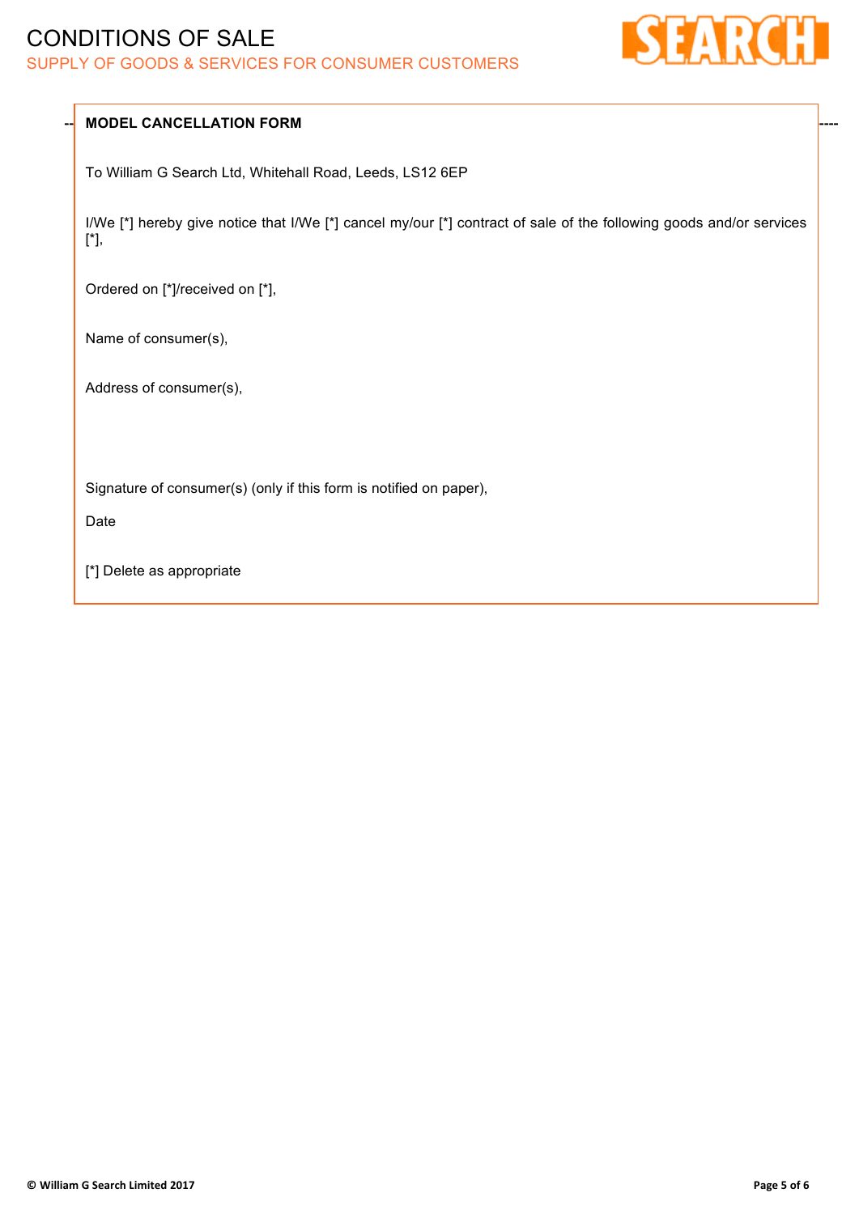**MODEL CANCELLATION FORM**

To William G Search Ltd, Whitehall Road, Leeds, LS12 6EP

I/We [*] hereby give notice that I/We [*] cancel my/our [*] contract of sale of the following goods and/or services [*],

Ordered on [*]/received on [*],

Name of consumer(s),

Address of consumer(s),

Signature of consumer(s) (only if this form is notified on paper),

Date

[*] Delete as appropriate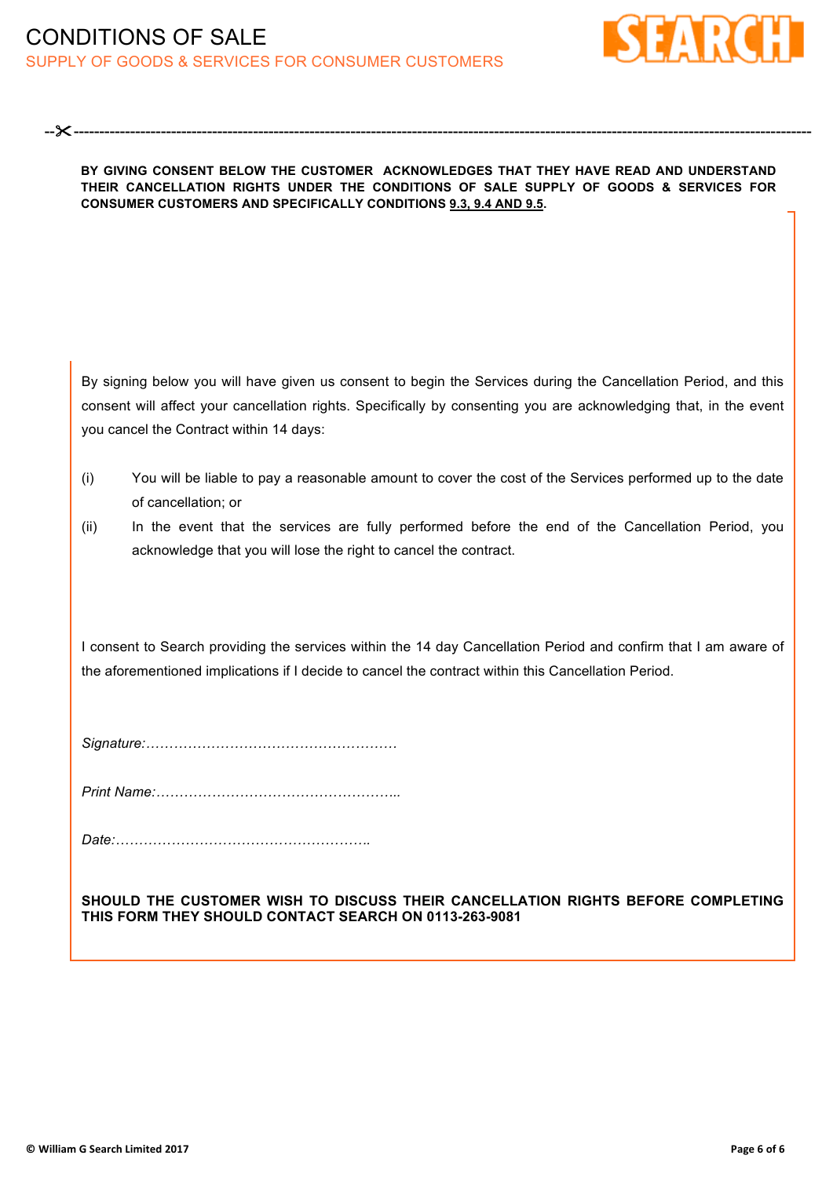**BY GIVING CONSENT BELOW THE CUSTOMER ACKNOWLEDGES THAT THEY HAVE READ AND UNDERSTAND THEIR CANCELLATION RIGHTS UNDER THE CONDITIONS OF SALE SUPPLY OF GOODS & SERVICES FOR CONSUMER CUSTOMERS AND SPECIFICALLY CONDITIONS 9.3, 9.4 AND 9.5.**

By signing below you will have given us consent to begin the Services during the Cancellation Period, and this consent will affect your cancellation rights. Specifically by consenting you are acknowledging that, in the event you cancel the Contract within 14 days:

(i) You will be liable to pay a reasonable amount to cover the cost of the Services performed up to the date of cancellation; or

(ii) In the event that the services are fully performed before the end of the Cancellation Period, you acknowledge that you will lose the right to cancel the contract.

I consent to Search providing the services within the 14 day Cancellation Period and confirm that I am aware of the aforementioned implications if I decide to cancel the contract within this Cancellation Period.

*Signature:……………………………………………*

*Print Name:…………………………………………..*

*Date:……………………………………………..*

**SHOULD THE CUSTOMER WISH TO DISCUSS THEIR CANCELLATION RIGHTS BEFORE COMPLETING THIS FORM THEY SHOULD CONTACT SEARCH ON 0113-263-9081**

**© William G Search Limited 2017**